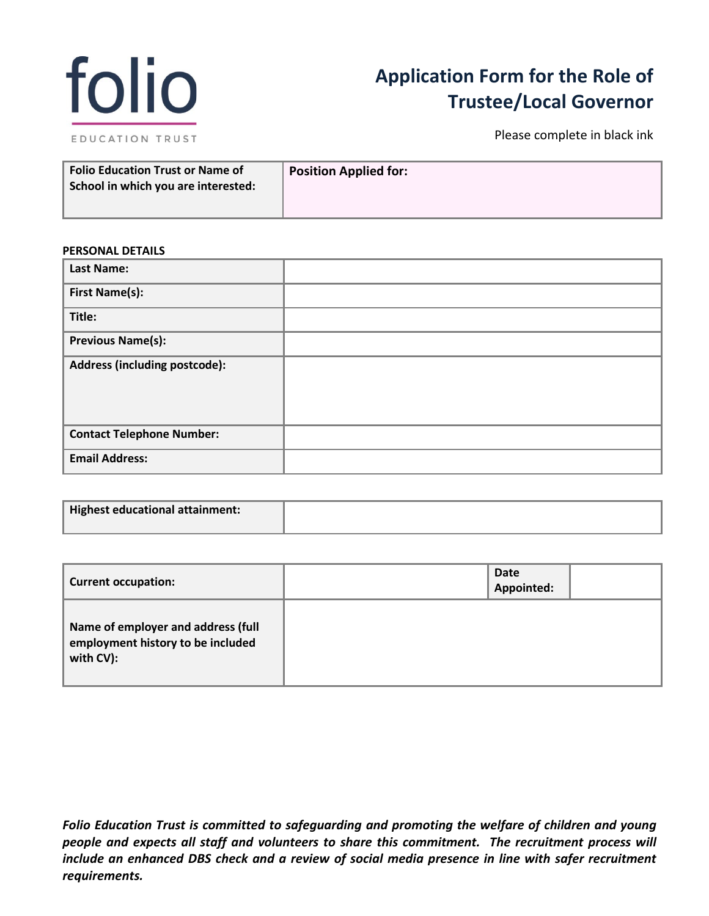folio

EDUCATION TRUST

# Application Form for the Role of Trustee/Local Governor

Please complete in black ink

| **Folio Education Trust or Name of School in which you are interested:** | **Position Applied for:** |
|---|---|

**PERSONAL DETAILS**

| **Last Name:** | |
|---|---|
| **First Name(s):** | |
| **Title:** | |
| **Previous Name(s):** | |
| **Address (including postcode):** | |
| **Contact Telephone Number:** | |
| **Email Address:** | |

| **Highest educational attainment:** | |
|---|---|

| **Current occupation:** | | **Date Appointed:** | |
|---|---|---|---|
| **Name of employer and address (full employment history to be included with CV):** | | | |

***Folio Education Trust is committed to safeguarding and promoting the welfare of children and young people and expects all staff and volunteers to share this commitment. The recruitment process will include an enhanced DBS check and a review of social media presence in line with safer recruitment requirements.***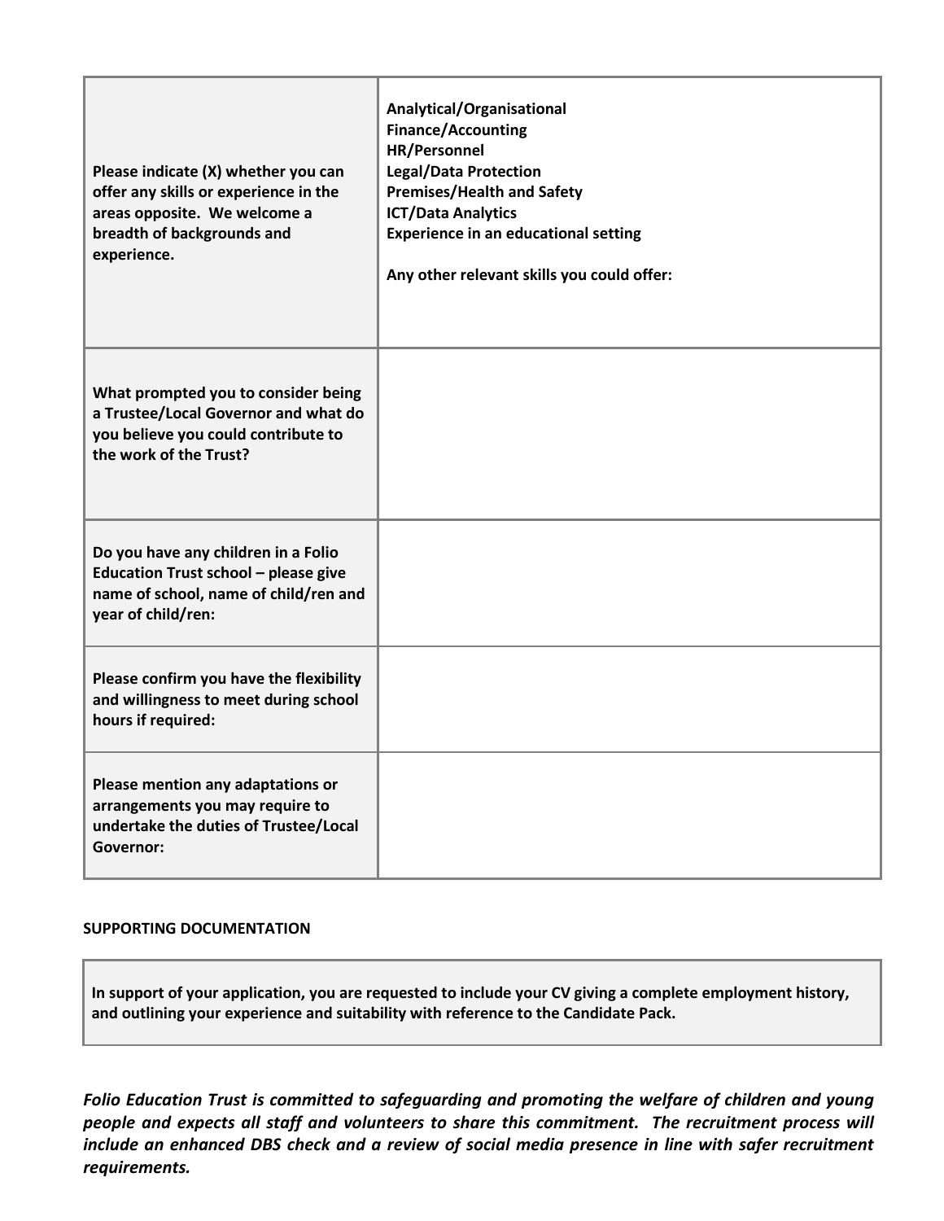| | |
|---|---|
| **Please indicate (X) whether you can offer any skills or experience in the areas opposite. We welcome a breadth of backgrounds and experience.** | **Analytical/Organisational**<br>**Finance/Accounting**<br>**HR/Personnel**<br>**Legal/Data Protection**<br>**Premises/Health and Safety**<br>**ICT/Data Analytics**<br>**Experience in an educational setting**<br><br>**Any other relevant skills you could offer:** |
| **What prompted you to consider being a Trustee/Local Governor and what do you believe you could contribute to the work of the Trust?** | |
| **Do you have any children in a Folio Education Trust school – please give name of school, name of child/ren and year of child/ren:** | |
| **Please confirm you have the flexibility and willingness to meet during school hours if required:** | |
| **Please mention any adaptations or arrangements you may require to undertake the duties of Trustee/Local Governor:** | |

**SUPPORTING DOCUMENTATION**

**In support of your application, you are requested to include your CV giving a complete employment history, and outlining your experience and suitability with reference to the Candidate Pack.**

***Folio Education Trust is committed to safeguarding and promoting the welfare of children and young people and expects all staff and volunteers to share this commitment. The recruitment process will include an enhanced DBS check and a review of social media presence in line with safer recruitment requirements.***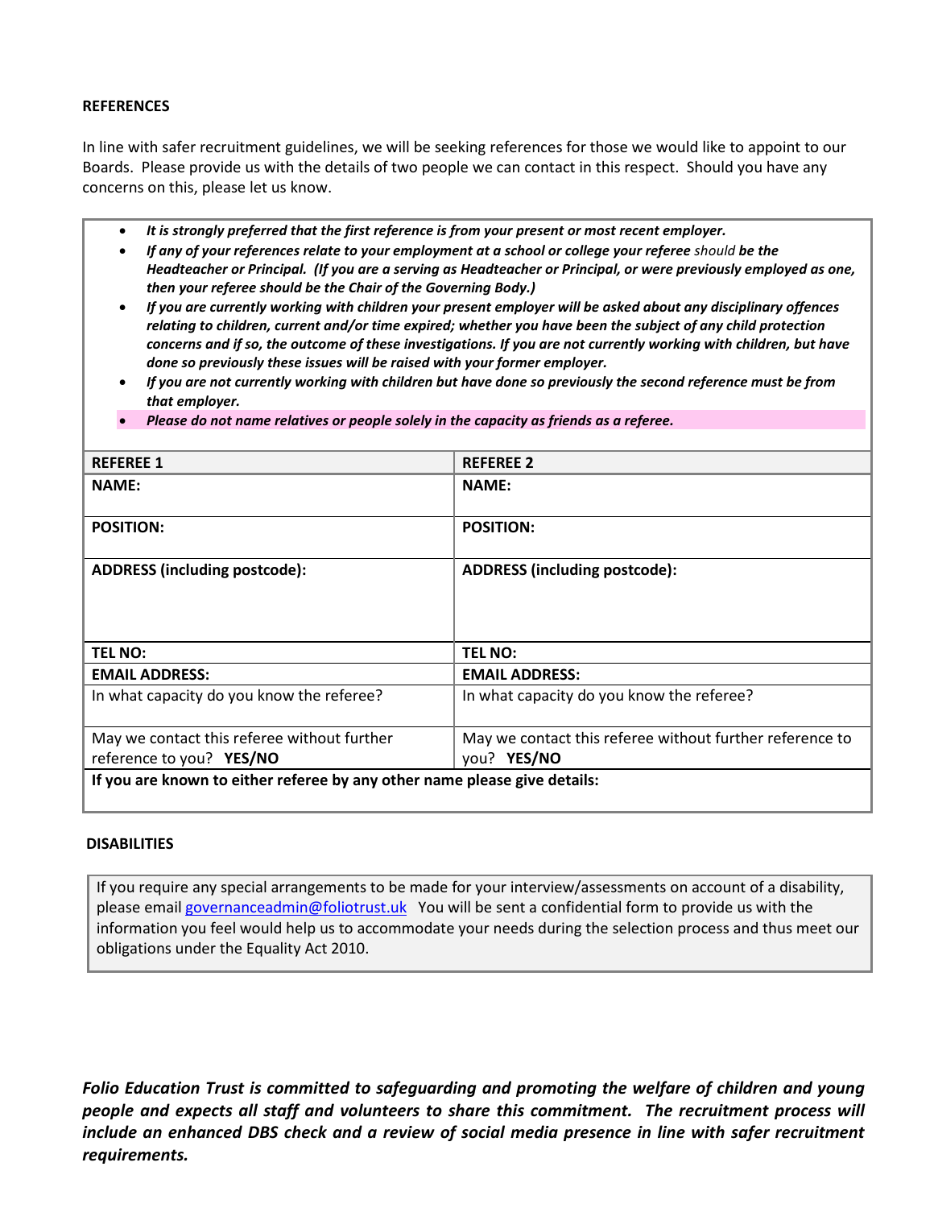**REFERENCES**

In line with safer recruitment guidelines, we will be seeking references for those we would like to appoint to our Boards. Please provide us with the details of two people we can contact in this respect. Should you have any concerns on this, please let us know.

- ***It is strongly preferred that the first reference is from your present or most recent employer.***
- ***If any of your references relate to your employment at a school or college your referee*** *should* ***be the Headteacher or Principal. (If you are a serving as Headteacher or Principal, or were previously employed as one, then your referee should be the Chair of the Governing Body.)***
- ***If you are currently working with children your present employer will be asked about any disciplinary offences relating to children, current and/or time expired; whether you have been the subject of any child protection concerns and if so, the outcome of these investigations. If you are not currently working with children, but have done so previously these issues will be raised with your former employer.***
- ***If you are not currently working with children but have done so previously the second reference must be from that employer.***
- ***Please do not name relatives or people solely in the capacity as friends as a referee.***

| **REFEREE 1** | **REFEREE 2** |
|---|---|
| **NAME:** | **NAME:** |
| **POSITION:** | **POSITION:** |
| **ADDRESS (including postcode):** | **ADDRESS (including postcode):** |
| **TEL NO:** | **TEL NO:** |
| **EMAIL ADDRESS:** | **EMAIL ADDRESS:** |
| In what capacity do you know the referee? | In what capacity do you know the referee? |
| May we contact this referee without further reference to you? **YES/NO** | May we contact this referee without further reference to you? **YES/NO** |
| **If you are known to either referee by any other name please give details:** | |

**DISABILITIES**

If you require any special arrangements to be made for your interview/assessments on account of a disability, please email governanceadmin@foliotrust.uk You will be sent a confidential form to provide us with the information you feel would help us to accommodate your needs during the selection process and thus meet our obligations under the Equality Act 2010.

***Folio Education Trust is committed to safeguarding and promoting the welfare of children and young people and expects all staff and volunteers to share this commitment. The recruitment process will include an enhanced DBS check and a review of social media presence in line with safer recruitment requirements.***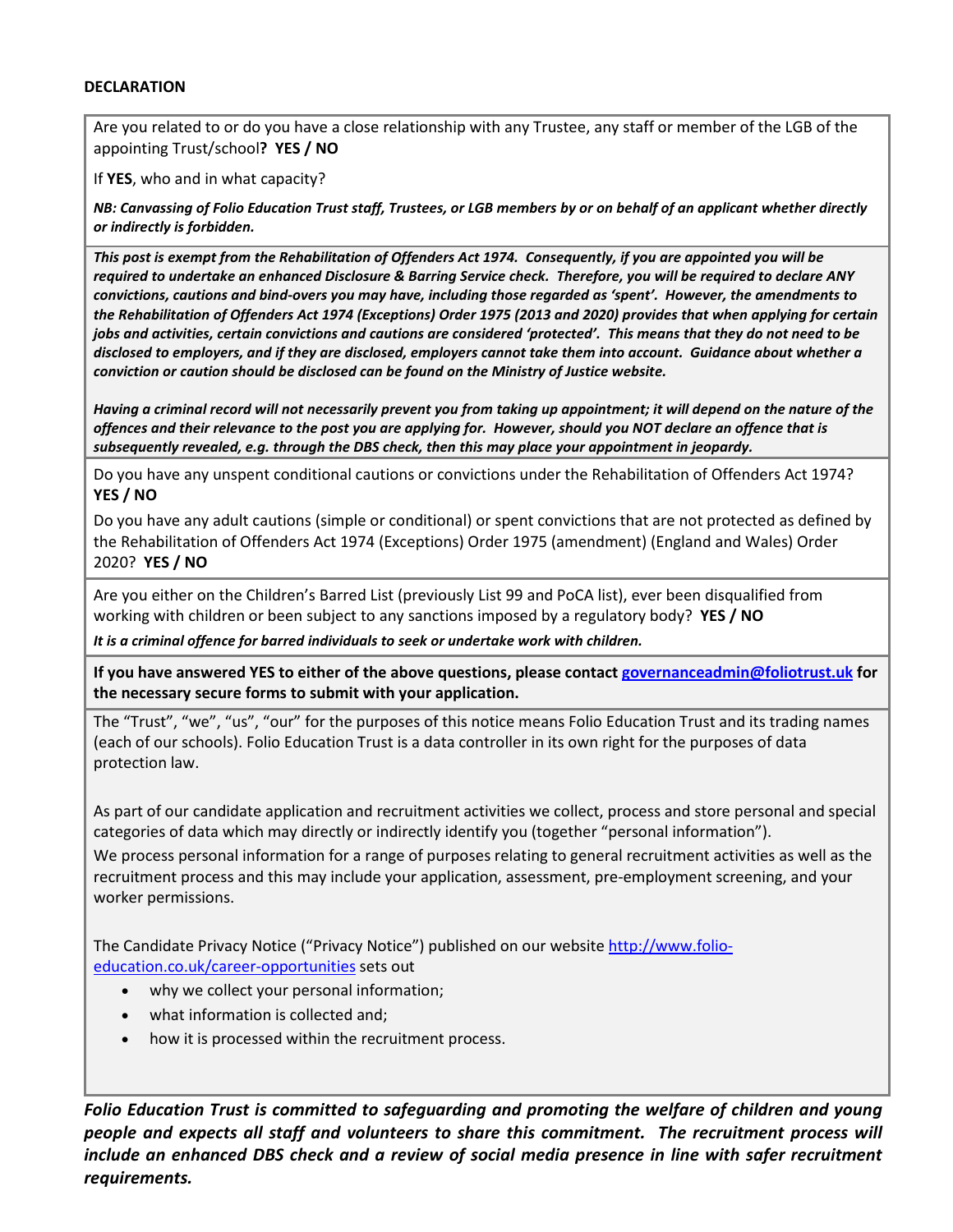**DECLARATION**

Are you related to or do you have a close relationship with any Trustee, any staff or member of the LGB of the appointing Trust/school**? YES / NO**

If **YES**, who and in what capacity?

***NB: Canvassing of Folio Education Trust staff, Trustees, or LGB members by or on behalf of an applicant whether directly or indirectly is forbidden.***

***This post is exempt from the Rehabilitation of Offenders Act 1974. Consequently, if you are appointed you will be required to undertake an enhanced Disclosure & Barring Service check. Therefore, you will be required to declare ANY convictions, cautions and bind-overs you may have, including those regarded as 'spent'. However, the amendments to the Rehabilitation of Offenders Act 1974 (Exceptions) Order 1975 (2013 and 2020) provides that when applying for certain jobs and activities, certain convictions and cautions are considered 'protected'. This means that they do not need to be disclosed to employers, and if they are disclosed, employers cannot take them into account. Guidance about whether a conviction or caution should be disclosed can be found on the Ministry of Justice website.***

***Having a criminal record will not necessarily prevent you from taking up appointment; it will depend on the nature of the offences and their relevance to the post you are applying for. However, should you NOT declare an offence that is subsequently revealed, e.g. through the DBS check, then this may place your appointment in jeopardy.***

Do you have any unspent conditional cautions or convictions under the Rehabilitation of Offenders Act 1974? **YES / NO**

Do you have any adult cautions (simple or conditional) or spent convictions that are not protected as defined by the Rehabilitation of Offenders Act 1974 (Exceptions) Order 1975 (amendment) (England and Wales) Order 2020? **YES / NO**

Are you either on the Children's Barred List (previously List 99 and PoCA list), ever been disqualified from working with children or been subject to any sanctions imposed by a regulatory body? **YES / NO**

***It is a criminal offence for barred individuals to seek or undertake work with children.***

**If you have answered YES to either of the above questions, please contact governanceadmin@foliotrust.uk for the necessary secure forms to submit with your application.**

The "Trust", "we", "us", "our" for the purposes of this notice means Folio Education Trust and its trading names (each of our schools). Folio Education Trust is a data controller in its own right for the purposes of data protection law.

As part of our candidate application and recruitment activities we collect, process and store personal and special categories of data which may directly or indirectly identify you (together "personal information").
We process personal information for a range of purposes relating to general recruitment activities as well as the recruitment process and this may include your application, assessment, pre-employment screening, and your worker permissions.

The Candidate Privacy Notice ("Privacy Notice") published on our website http://www.folio-education.co.uk/career-opportunities sets out

- why we collect your personal information;
- what information is collected and;
- how it is processed within the recruitment process.

***Folio Education Trust is committed to safeguarding and promoting the welfare of children and young people and expects all staff and volunteers to share this commitment. The recruitment process will include an enhanced DBS check and a review of social media presence in line with safer recruitment requirements.***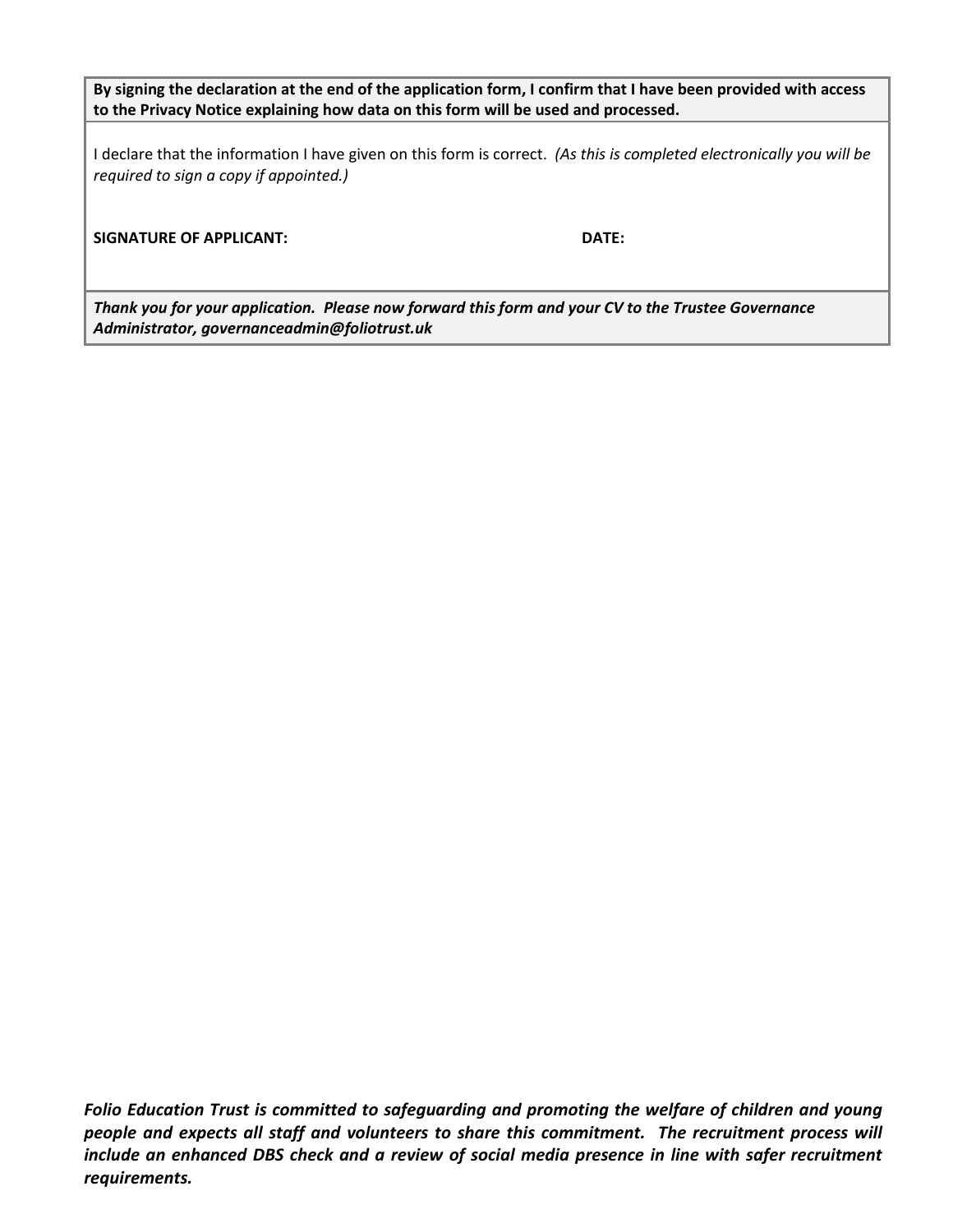| |
|---|
| **By signing the declaration at the end of the application form, I confirm that I have been provided with access to the Privacy Notice explaining how data on this form will be used and processed.** |
| I declare that the information I have given on this form is correct. *(As this is completed electronically you will be required to sign a copy if appointed.)*<br><br>**SIGNATURE OF APPLICANT:** **DATE:** |
| ***Thank you for your application. Please now forward this form and your CV to the Trustee Governance Administrator, governanceadmin@foliotrust.uk*** |

***Folio Education Trust is committed to safeguarding and promoting the welfare of children and young people and expects all staff and volunteers to share this commitment. The recruitment process will include an enhanced DBS check and a review of social media presence in line with safer recruitment requirements.***